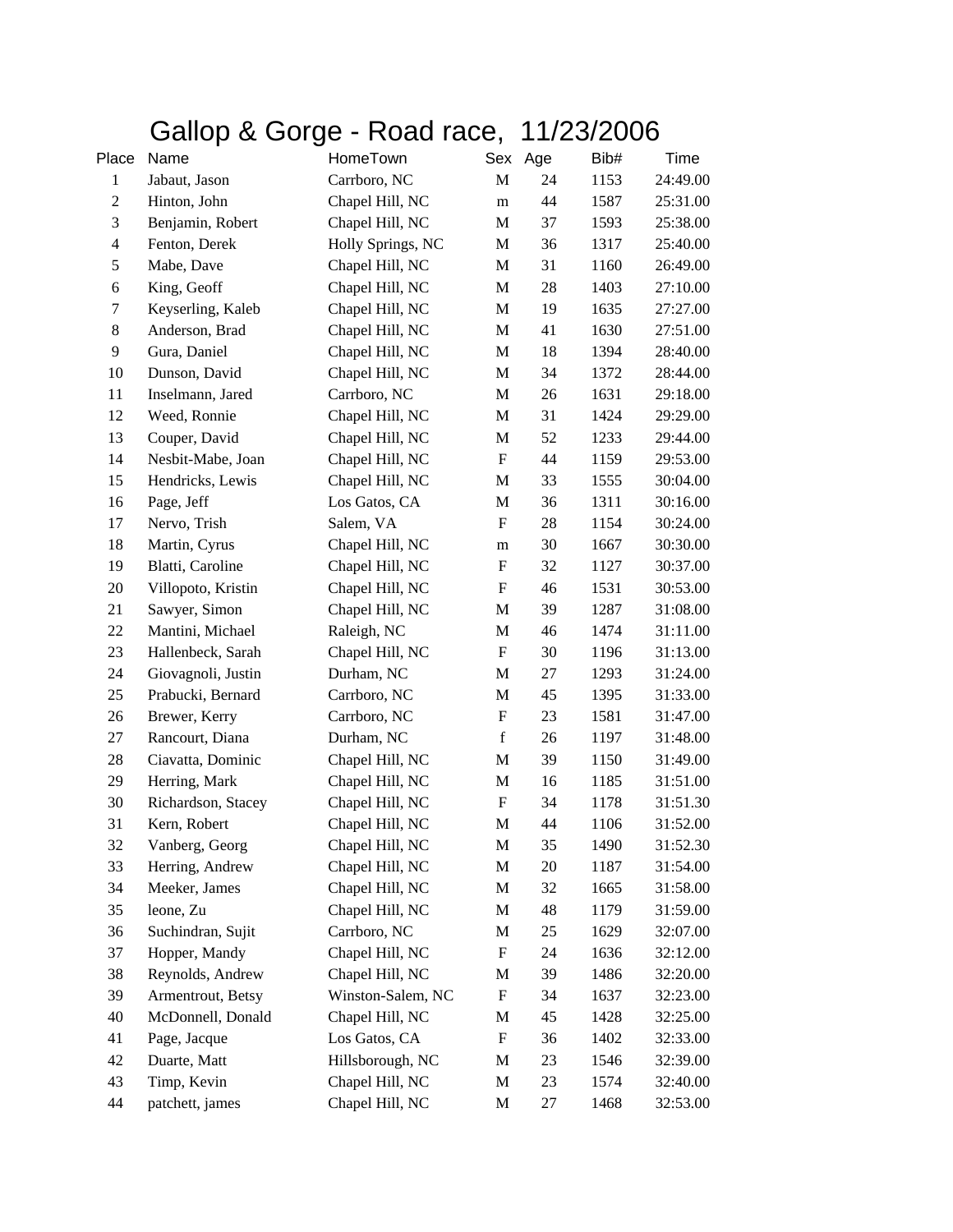# Gallop & Gorge - Road race, 11/23/2006

| Place | Name | HomeTown | Sex | Age | Bib# | Time |
|---|---|---|---|---|---|---|
| 1 | Jabaut, Jason | Carrboro, NC | M | 24 | 1153 | 24:49.00 |
| 2 | Hinton, John | Chapel Hill, NC | m | 44 | 1587 | 25:31.00 |
| 3 | Benjamin, Robert | Chapel Hill, NC | M | 37 | 1593 | 25:38.00 |
| 4 | Fenton, Derek | Holly Springs, NC | M | 36 | 1317 | 25:40.00 |
| 5 | Mabe, Dave | Chapel Hill, NC | M | 31 | 1160 | 26:49.00 |
| 6 | King, Geoff | Chapel Hill, NC | M | 28 | 1403 | 27:10.00 |
| 7 | Keyserling, Kaleb | Chapel Hill, NC | M | 19 | 1635 | 27:27.00 |
| 8 | Anderson, Brad | Chapel Hill, NC | M | 41 | 1630 | 27:51.00 |
| 9 | Gura, Daniel | Chapel Hill, NC | M | 18 | 1394 | 28:40.00 |
| 10 | Dunson, David | Chapel Hill, NC | M | 34 | 1372 | 28:44.00 |
| 11 | Inselmann, Jared | Carrboro, NC | M | 26 | 1631 | 29:18.00 |
| 12 | Weed, Ronnie | Chapel Hill, NC | M | 31 | 1424 | 29:29.00 |
| 13 | Couper, David | Chapel Hill, NC | M | 52 | 1233 | 29:44.00 |
| 14 | Nesbit-Mabe, Joan | Chapel Hill, NC | F | 44 | 1159 | 29:53.00 |
| 15 | Hendricks, Lewis | Chapel Hill, NC | M | 33 | 1555 | 30:04.00 |
| 16 | Page, Jeff | Los Gatos, CA | M | 36 | 1311 | 30:16.00 |
| 17 | Nervo, Trish | Salem, VA | F | 28 | 1154 | 30:24.00 |
| 18 | Martin, Cyrus | Chapel Hill, NC | m | 30 | 1667 | 30:30.00 |
| 19 | Blatti, Caroline | Chapel Hill, NC | F | 32 | 1127 | 30:37.00 |
| 20 | Villopoto, Kristin | Chapel Hill, NC | F | 46 | 1531 | 30:53.00 |
| 21 | Sawyer, Simon | Chapel Hill, NC | M | 39 | 1287 | 31:08.00 |
| 22 | Mantini, Michael | Raleigh, NC | M | 46 | 1474 | 31:11.00 |
| 23 | Hallenbeck, Sarah | Chapel Hill, NC | F | 30 | 1196 | 31:13.00 |
| 24 | Giovagnoli, Justin | Durham, NC | M | 27 | 1293 | 31:24.00 |
| 25 | Prabucki, Bernard | Carrboro, NC | M | 45 | 1395 | 31:33.00 |
| 26 | Brewer, Kerry | Carrboro, NC | F | 23 | 1581 | 31:47.00 |
| 27 | Rancourt, Diana | Durham, NC | f | 26 | 1197 | 31:48.00 |
| 28 | Ciavatta, Dominic | Chapel Hill, NC | M | 39 | 1150 | 31:49.00 |
| 29 | Herring, Mark | Chapel Hill, NC | M | 16 | 1185 | 31:51.00 |
| 30 | Richardson, Stacey | Chapel Hill, NC | F | 34 | 1178 | 31:51.30 |
| 31 | Kern, Robert | Chapel Hill, NC | M | 44 | 1106 | 31:52.00 |
| 32 | Vanberg, Georg | Chapel Hill, NC | M | 35 | 1490 | 31:52.30 |
| 33 | Herring, Andrew | Chapel Hill, NC | M | 20 | 1187 | 31:54.00 |
| 34 | Meeker, James | Chapel Hill, NC | M | 32 | 1665 | 31:58.00 |
| 35 | leone, Zu | Chapel Hill, NC | M | 48 | 1179 | 31:59.00 |
| 36 | Suchindran, Sujit | Carrboro, NC | M | 25 | 1629 | 32:07.00 |
| 37 | Hopper, Mandy | Chapel Hill, NC | F | 24 | 1636 | 32:12.00 |
| 38 | Reynolds, Andrew | Chapel Hill, NC | M | 39 | 1486 | 32:20.00 |
| 39 | Armentrout, Betsy | Winston-Salem, NC | F | 34 | 1637 | 32:23.00 |
| 40 | McDonnell, Donald | Chapel Hill, NC | M | 45 | 1428 | 32:25.00 |
| 41 | Page, Jacque | Los Gatos, CA | F | 36 | 1402 | 32:33.00 |
| 42 | Duarte, Matt | Hillsborough, NC | M | 23 | 1546 | 32:39.00 |
| 43 | Timp, Kevin | Chapel Hill, NC | M | 23 | 1574 | 32:40.00 |
| 44 | patchett, james | Chapel Hill, NC | M | 27 | 1468 | 32:53.00 |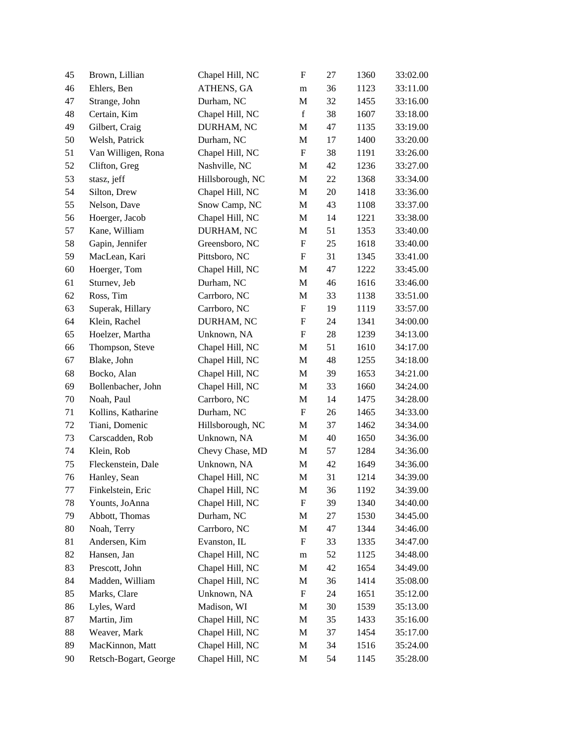| | | | | | | |
|---|---|---|---|---|---|---|
| 45 | Brown, Lillian | Chapel Hill, NC | F | 27 | 1360 | 33:02.00 |
| 46 | Ehlers, Ben | ATHENS, GA | m | 36 | 1123 | 33:11.00 |
| 47 | Strange, John | Durham, NC | M | 32 | 1455 | 33:16.00 |
| 48 | Certain, Kim | Chapel Hill, NC | f | 38 | 1607 | 33:18.00 |
| 49 | Gilbert, Craig | DURHAM, NC | M | 47 | 1135 | 33:19.00 |
| 50 | Welsh, Patrick | Durham, NC | M | 17 | 1400 | 33:20.00 |
| 51 | Van Willigen, Rona | Chapel Hill, NC | F | 38 | 1191 | 33:26.00 |
| 52 | Clifton, Greg | Nashville, NC | M | 42 | 1236 | 33:27.00 |
| 53 | stasz, jeff | Hillsborough, NC | M | 22 | 1368 | 33:34.00 |
| 54 | Silton, Drew | Chapel Hill, NC | M | 20 | 1418 | 33:36.00 |
| 55 | Nelson, Dave | Snow Camp, NC | M | 43 | 1108 | 33:37.00 |
| 56 | Hoerger, Jacob | Chapel Hill, NC | M | 14 | 1221 | 33:38.00 |
| 57 | Kane, William | DURHAM, NC | M | 51 | 1353 | 33:40.00 |
| 58 | Gapin, Jennifer | Greensboro, NC | F | 25 | 1618 | 33:40.00 |
| 59 | MacLean, Kari | Pittsboro, NC | F | 31 | 1345 | 33:41.00 |
| 60 | Hoerger, Tom | Chapel Hill, NC | M | 47 | 1222 | 33:45.00 |
| 61 | Sturnev, Jeb | Durham, NC | M | 46 | 1616 | 33:46.00 |
| 62 | Ross, Tim | Carrboro, NC | M | 33 | 1138 | 33:51.00 |
| 63 | Superak, Hillary | Carrboro, NC | F | 19 | 1119 | 33:57.00 |
| 64 | Klein, Rachel | DURHAM, NC | F | 24 | 1341 | 34:00.00 |
| 65 | Hoelzer, Martha | Unknown, NA | F | 28 | 1239 | 34:13.00 |
| 66 | Thompson, Steve | Chapel Hill, NC | M | 51 | 1610 | 34:17.00 |
| 67 | Blake, John | Chapel Hill, NC | M | 48 | 1255 | 34:18.00 |
| 68 | Bocko, Alan | Chapel Hill, NC | M | 39 | 1653 | 34:21.00 |
| 69 | Bollenbacher, John | Chapel Hill, NC | M | 33 | 1660 | 34:24.00 |
| 70 | Noah, Paul | Carrboro, NC | M | 14 | 1475 | 34:28.00 |
| 71 | Kollins, Katharine | Durham, NC | F | 26 | 1465 | 34:33.00 |
| 72 | Tiani, Domenic | Hillsborough, NC | M | 37 | 1462 | 34:34.00 |
| 73 | Carscadden, Rob | Unknown, NA | M | 40 | 1650 | 34:36.00 |
| 74 | Klein, Rob | Chevy Chase, MD | M | 57 | 1284 | 34:36.00 |
| 75 | Fleckenstein, Dale | Unknown, NA | M | 42 | 1649 | 34:36.00 |
| 76 | Hanley, Sean | Chapel Hill, NC | M | 31 | 1214 | 34:39.00 |
| 77 | Finkelstein, Eric | Chapel Hill, NC | M | 36 | 1192 | 34:39.00 |
| 78 | Younts, JoAnna | Chapel Hill, NC | F | 39 | 1340 | 34:40.00 |
| 79 | Abbott, Thomas | Durham, NC | M | 27 | 1530 | 34:45.00 |
| 80 | Noah, Terry | Carrboro, NC | M | 47 | 1344 | 34:46.00 |
| 81 | Andersen, Kim | Evanston, IL | F | 33 | 1335 | 34:47.00 |
| 82 | Hansen, Jan | Chapel Hill, NC | m | 52 | 1125 | 34:48.00 |
| 83 | Prescott, John | Chapel Hill, NC | M | 42 | 1654 | 34:49.00 |
| 84 | Madden, William | Chapel Hill, NC | M | 36 | 1414 | 35:08.00 |
| 85 | Marks, Clare | Unknown, NA | F | 24 | 1651 | 35:12.00 |
| 86 | Lyles, Ward | Madison, WI | M | 30 | 1539 | 35:13.00 |
| 87 | Martin, Jim | Chapel Hill, NC | M | 35 | 1433 | 35:16.00 |
| 88 | Weaver, Mark | Chapel Hill, NC | M | 37 | 1454 | 35:17.00 |
| 89 | MacKinnon, Matt | Chapel Hill, NC | M | 34 | 1516 | 35:24.00 |
| 90 | Retsch-Bogart, George | Chapel Hill, NC | M | 54 | 1145 | 35:28.00 |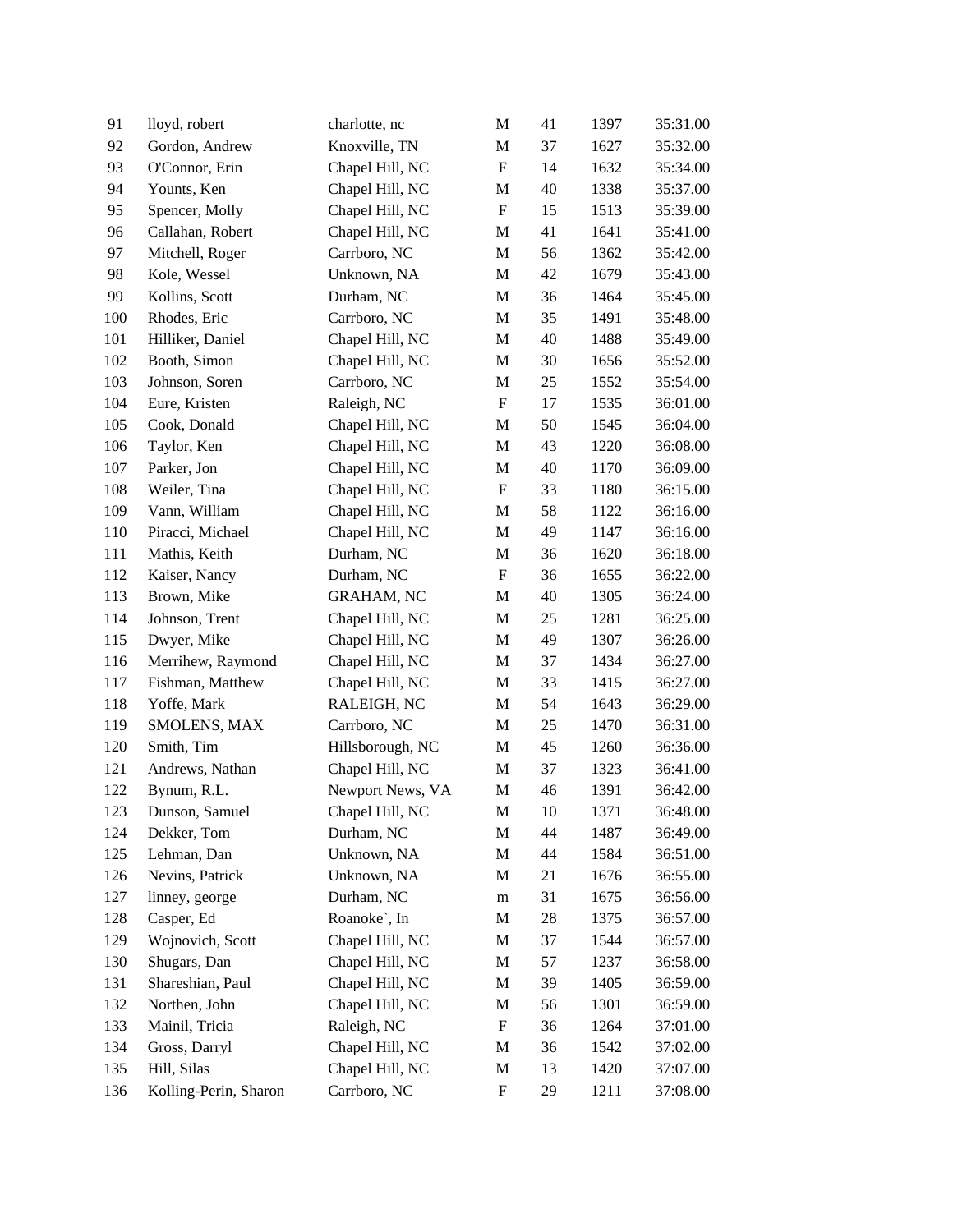| | | | | | | |
|---|---|---|---|---|---|---|
| 91 | lloyd, robert | charlotte, nc | M | 41 | 1397 | 35:31.00 |
| 92 | Gordon, Andrew | Knoxville, TN | M | 37 | 1627 | 35:32.00 |
| 93 | O'Connor, Erin | Chapel Hill, NC | F | 14 | 1632 | 35:34.00 |
| 94 | Younts, Ken | Chapel Hill, NC | M | 40 | 1338 | 35:37.00 |
| 95 | Spencer, Molly | Chapel Hill, NC | F | 15 | 1513 | 35:39.00 |
| 96 | Callahan, Robert | Chapel Hill, NC | M | 41 | 1641 | 35:41.00 |
| 97 | Mitchell, Roger | Carrboro, NC | M | 56 | 1362 | 35:42.00 |
| 98 | Kole, Wessel | Unknown, NA | M | 42 | 1679 | 35:43.00 |
| 99 | Kollins, Scott | Durham, NC | M | 36 | 1464 | 35:45.00 |
| 100 | Rhodes, Eric | Carrboro, NC | M | 35 | 1491 | 35:48.00 |
| 101 | Hilliker, Daniel | Chapel Hill, NC | M | 40 | 1488 | 35:49.00 |
| 102 | Booth, Simon | Chapel Hill, NC | M | 30 | 1656 | 35:52.00 |
| 103 | Johnson, Soren | Carrboro, NC | M | 25 | 1552 | 35:54.00 |
| 104 | Eure, Kristen | Raleigh, NC | F | 17 | 1535 | 36:01.00 |
| 105 | Cook, Donald | Chapel Hill, NC | M | 50 | 1545 | 36:04.00 |
| 106 | Taylor, Ken | Chapel Hill, NC | M | 43 | 1220 | 36:08.00 |
| 107 | Parker, Jon | Chapel Hill, NC | M | 40 | 1170 | 36:09.00 |
| 108 | Weiler, Tina | Chapel Hill, NC | F | 33 | 1180 | 36:15.00 |
| 109 | Vann, William | Chapel Hill, NC | M | 58 | 1122 | 36:16.00 |
| 110 | Piracci, Michael | Chapel Hill, NC | M | 49 | 1147 | 36:16.00 |
| 111 | Mathis, Keith | Durham, NC | M | 36 | 1620 | 36:18.00 |
| 112 | Kaiser, Nancy | Durham, NC | F | 36 | 1655 | 36:22.00 |
| 113 | Brown, Mike | GRAHAM, NC | M | 40 | 1305 | 36:24.00 |
| 114 | Johnson, Trent | Chapel Hill, NC | M | 25 | 1281 | 36:25.00 |
| 115 | Dwyer, Mike | Chapel Hill, NC | M | 49 | 1307 | 36:26.00 |
| 116 | Merrihew, Raymond | Chapel Hill, NC | M | 37 | 1434 | 36:27.00 |
| 117 | Fishman, Matthew | Chapel Hill, NC | M | 33 | 1415 | 36:27.00 |
| 118 | Yoffe, Mark | RALEIGH, NC | M | 54 | 1643 | 36:29.00 |
| 119 | SMOLENS, MAX | Carrboro, NC | M | 25 | 1470 | 36:31.00 |
| 120 | Smith, Tim | Hillsborough, NC | M | 45 | 1260 | 36:36.00 |
| 121 | Andrews, Nathan | Chapel Hill, NC | M | 37 | 1323 | 36:41.00 |
| 122 | Bynum, R.L. | Newport News, VA | M | 46 | 1391 | 36:42.00 |
| 123 | Dunson, Samuel | Chapel Hill, NC | M | 10 | 1371 | 36:48.00 |
| 124 | Dekker, Tom | Durham, NC | M | 44 | 1487 | 36:49.00 |
| 125 | Lehman, Dan | Unknown, NA | M | 44 | 1584 | 36:51.00 |
| 126 | Nevins, Patrick | Unknown, NA | M | 21 | 1676 | 36:55.00 |
| 127 | linney, george | Durham, NC | m | 31 | 1675 | 36:56.00 |
| 128 | Casper, Ed | Roanoke`, In | M | 28 | 1375 | 36:57.00 |
| 129 | Wojnovich, Scott | Chapel Hill, NC | M | 37 | 1544 | 36:57.00 |
| 130 | Shugars, Dan | Chapel Hill, NC | M | 57 | 1237 | 36:58.00 |
| 131 | Shareshian, Paul | Chapel Hill, NC | M | 39 | 1405 | 36:59.00 |
| 132 | Northen, John | Chapel Hill, NC | M | 56 | 1301 | 36:59.00 |
| 133 | Mainil, Tricia | Raleigh, NC | F | 36 | 1264 | 37:01.00 |
| 134 | Gross, Darryl | Chapel Hill, NC | M | 36 | 1542 | 37:02.00 |
| 135 | Hill, Silas | Chapel Hill, NC | M | 13 | 1420 | 37:07.00 |
| 136 | Kolling-Perin, Sharon | Carrboro, NC | F | 29 | 1211 | 37:08.00 |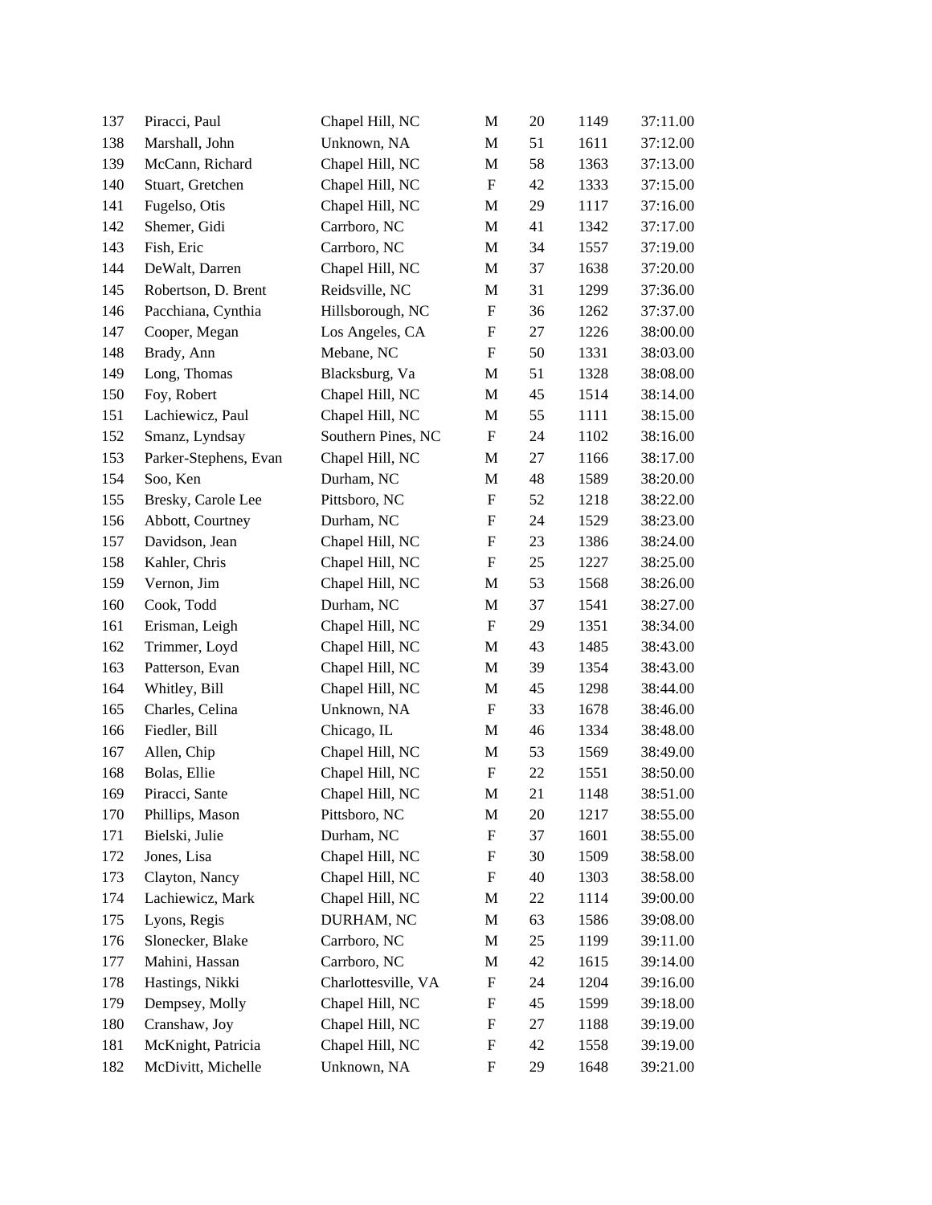| | | | | | | |
|---|---|---|---|---|---|---|
| 137 | Piracci, Paul | Chapel Hill, NC | M | 20 | 1149 | 37:11.00 |
| 138 | Marshall, John | Unknown, NA | M | 51 | 1611 | 37:12.00 |
| 139 | McCann, Richard | Chapel Hill, NC | M | 58 | 1363 | 37:13.00 |
| 140 | Stuart, Gretchen | Chapel Hill, NC | F | 42 | 1333 | 37:15.00 |
| 141 | Fugelso, Otis | Chapel Hill, NC | M | 29 | 1117 | 37:16.00 |
| 142 | Shemer, Gidi | Carrboro, NC | M | 41 | 1342 | 37:17.00 |
| 143 | Fish, Eric | Carrboro, NC | M | 34 | 1557 | 37:19.00 |
| 144 | DeWalt, Darren | Chapel Hill, NC | M | 37 | 1638 | 37:20.00 |
| 145 | Robertson, D. Brent | Reidsville, NC | M | 31 | 1299 | 37:36.00 |
| 146 | Pacchiana, Cynthia | Hillsborough, NC | F | 36 | 1262 | 37:37.00 |
| 147 | Cooper, Megan | Los Angeles, CA | F | 27 | 1226 | 38:00.00 |
| 148 | Brady, Ann | Mebane, NC | F | 50 | 1331 | 38:03.00 |
| 149 | Long, Thomas | Blacksburg, Va | M | 51 | 1328 | 38:08.00 |
| 150 | Foy, Robert | Chapel Hill, NC | M | 45 | 1514 | 38:14.00 |
| 151 | Lachiewicz, Paul | Chapel Hill, NC | M | 55 | 1111 | 38:15.00 |
| 152 | Smanz, Lyndsay | Southern Pines, NC | F | 24 | 1102 | 38:16.00 |
| 153 | Parker-Stephens, Evan | Chapel Hill, NC | M | 27 | 1166 | 38:17.00 |
| 154 | Soo, Ken | Durham, NC | M | 48 | 1589 | 38:20.00 |
| 155 | Bresky, Carole Lee | Pittsboro, NC | F | 52 | 1218 | 38:22.00 |
| 156 | Abbott, Courtney | Durham, NC | F | 24 | 1529 | 38:23.00 |
| 157 | Davidson, Jean | Chapel Hill, NC | F | 23 | 1386 | 38:24.00 |
| 158 | Kahler, Chris | Chapel Hill, NC | F | 25 | 1227 | 38:25.00 |
| 159 | Vernon, Jim | Chapel Hill, NC | M | 53 | 1568 | 38:26.00 |
| 160 | Cook, Todd | Durham, NC | M | 37 | 1541 | 38:27.00 |
| 161 | Erisman, Leigh | Chapel Hill, NC | F | 29 | 1351 | 38:34.00 |
| 162 | Trimmer, Loyd | Chapel Hill, NC | M | 43 | 1485 | 38:43.00 |
| 163 | Patterson, Evan | Chapel Hill, NC | M | 39 | 1354 | 38:43.00 |
| 164 | Whitley, Bill | Chapel Hill, NC | M | 45 | 1298 | 38:44.00 |
| 165 | Charles, Celina | Unknown, NA | F | 33 | 1678 | 38:46.00 |
| 166 | Fiedler, Bill | Chicago, IL | M | 46 | 1334 | 38:48.00 |
| 167 | Allen, Chip | Chapel Hill, NC | M | 53 | 1569 | 38:49.00 |
| 168 | Bolas, Ellie | Chapel Hill, NC | F | 22 | 1551 | 38:50.00 |
| 169 | Piracci, Sante | Chapel Hill, NC | M | 21 | 1148 | 38:51.00 |
| 170 | Phillips, Mason | Pittsboro, NC | M | 20 | 1217 | 38:55.00 |
| 171 | Bielski, Julie | Durham, NC | F | 37 | 1601 | 38:55.00 |
| 172 | Jones, Lisa | Chapel Hill, NC | F | 30 | 1509 | 38:58.00 |
| 173 | Clayton, Nancy | Chapel Hill, NC | F | 40 | 1303 | 38:58.00 |
| 174 | Lachiewicz, Mark | Chapel Hill, NC | M | 22 | 1114 | 39:00.00 |
| 175 | Lyons, Regis | DURHAM, NC | M | 63 | 1586 | 39:08.00 |
| 176 | Slonecker, Blake | Carrboro, NC | M | 25 | 1199 | 39:11.00 |
| 177 | Mahini, Hassan | Carrboro, NC | M | 42 | 1615 | 39:14.00 |
| 178 | Hastings, Nikki | Charlottesville, VA | F | 24 | 1204 | 39:16.00 |
| 179 | Dempsey, Molly | Chapel Hill, NC | F | 45 | 1599 | 39:18.00 |
| 180 | Cranshaw, Joy | Chapel Hill, NC | F | 27 | 1188 | 39:19.00 |
| 181 | McKnight, Patricia | Chapel Hill, NC | F | 42 | 1558 | 39:19.00 |
| 182 | McDivitt, Michelle | Unknown, NA | F | 29 | 1648 | 39:21.00 |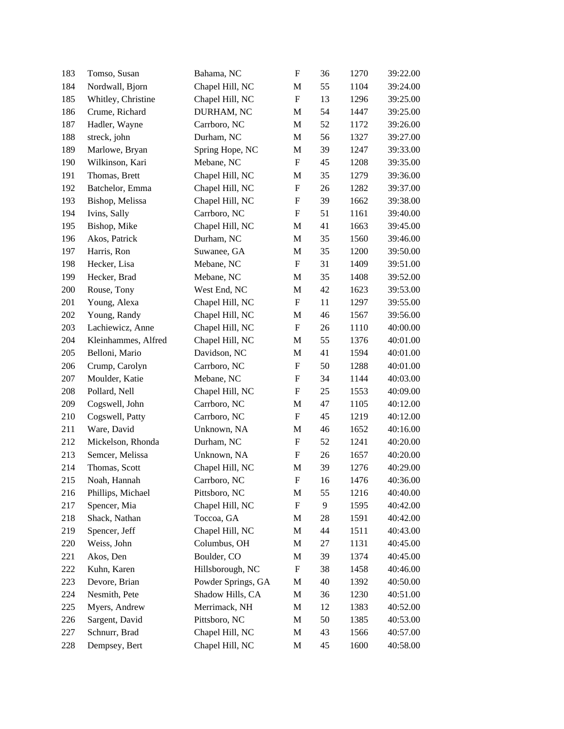| | | | | | | |
|---|---|---|---|---|---|---|
| 183 | Tomso, Susan | Bahama, NC | F | 36 | 1270 | 39:22.00 |
| 184 | Nordwall, Bjorn | Chapel Hill, NC | M | 55 | 1104 | 39:24.00 |
| 185 | Whitley, Christine | Chapel Hill, NC | F | 13 | 1296 | 39:25.00 |
| 186 | Crume, Richard | DURHAM, NC | M | 54 | 1447 | 39:25.00 |
| 187 | Hadler, Wayne | Carrboro, NC | M | 52 | 1172 | 39:26.00 |
| 188 | streck, john | Durham, NC | M | 56 | 1327 | 39:27.00 |
| 189 | Marlowe, Bryan | Spring Hope, NC | M | 39 | 1247 | 39:33.00 |
| 190 | Wilkinson, Kari | Mebane, NC | F | 45 | 1208 | 39:35.00 |
| 191 | Thomas, Brett | Chapel Hill, NC | M | 35 | 1279 | 39:36.00 |
| 192 | Batchelor, Emma | Chapel Hill, NC | F | 26 | 1282 | 39:37.00 |
| 193 | Bishop, Melissa | Chapel Hill, NC | F | 39 | 1662 | 39:38.00 |
| 194 | Ivins, Sally | Carrboro, NC | F | 51 | 1161 | 39:40.00 |
| 195 | Bishop, Mike | Chapel Hill, NC | M | 41 | 1663 | 39:45.00 |
| 196 | Akos, Patrick | Durham, NC | M | 35 | 1560 | 39:46.00 |
| 197 | Harris, Ron | Suwanee, GA | M | 35 | 1200 | 39:50.00 |
| 198 | Hecker, Lisa | Mebane, NC | F | 31 | 1409 | 39:51.00 |
| 199 | Hecker, Brad | Mebane, NC | M | 35 | 1408 | 39:52.00 |
| 200 | Rouse, Tony | West End, NC | M | 42 | 1623 | 39:53.00 |
| 201 | Young, Alexa | Chapel Hill, NC | F | 11 | 1297 | 39:55.00 |
| 202 | Young, Randy | Chapel Hill, NC | M | 46 | 1567 | 39:56.00 |
| 203 | Lachiewicz, Anne | Chapel Hill, NC | F | 26 | 1110 | 40:00.00 |
| 204 | Kleinhammes, Alfred | Chapel Hill, NC | M | 55 | 1376 | 40:01.00 |
| 205 | Belloni, Mario | Davidson, NC | M | 41 | 1594 | 40:01.00 |
| 206 | Crump, Carolyn | Carrboro, NC | F | 50 | 1288 | 40:01.00 |
| 207 | Moulder, Katie | Mebane, NC | F | 34 | 1144 | 40:03.00 |
| 208 | Pollard, Nell | Chapel Hill, NC | F | 25 | 1553 | 40:09.00 |
| 209 | Cogswell, John | Carrboro, NC | M | 47 | 1105 | 40:12.00 |
| 210 | Cogswell, Patty | Carrboro, NC | F | 45 | 1219 | 40:12.00 |
| 211 | Ware, David | Unknown, NA | M | 46 | 1652 | 40:16.00 |
| 212 | Mickelson, Rhonda | Durham, NC | F | 52 | 1241 | 40:20.00 |
| 213 | Semcer, Melissa | Unknown, NA | F | 26 | 1657 | 40:20.00 |
| 214 | Thomas, Scott | Chapel Hill, NC | M | 39 | 1276 | 40:29.00 |
| 215 | Noah, Hannah | Carrboro, NC | F | 16 | 1476 | 40:36.00 |
| 216 | Phillips, Michael | Pittsboro, NC | M | 55 | 1216 | 40:40.00 |
| 217 | Spencer, Mia | Chapel Hill, NC | F | 9 | 1595 | 40:42.00 |
| 218 | Shack, Nathan | Toccoa, GA | M | 28 | 1591 | 40:42.00 |
| 219 | Spencer, Jeff | Chapel Hill, NC | M | 44 | 1511 | 40:43.00 |
| 220 | Weiss, John | Columbus, OH | M | 27 | 1131 | 40:45.00 |
| 221 | Akos, Den | Boulder, CO | M | 39 | 1374 | 40:45.00 |
| 222 | Kuhn, Karen | Hillsborough, NC | F | 38 | 1458 | 40:46.00 |
| 223 | Devore, Brian | Powder Springs, GA | M | 40 | 1392 | 40:50.00 |
| 224 | Nesmith, Pete | Shadow Hills, CA | M | 36 | 1230 | 40:51.00 |
| 225 | Myers, Andrew | Merrimack, NH | M | 12 | 1383 | 40:52.00 |
| 226 | Sargent, David | Pittsboro, NC | M | 50 | 1385 | 40:53.00 |
| 227 | Schnurr, Brad | Chapel Hill, NC | M | 43 | 1566 | 40:57.00 |
| 228 | Dempsey, Bert | Chapel Hill, NC | M | 45 | 1600 | 40:58.00 |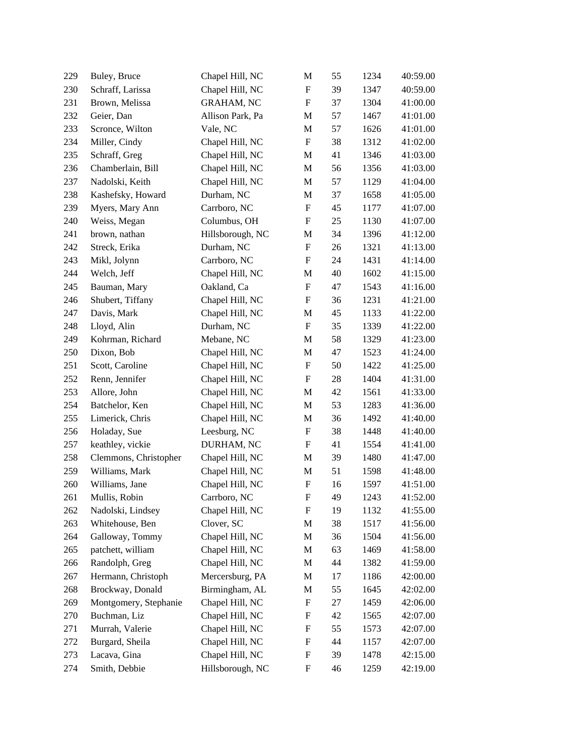| | | | | | | |
|---|---|---|---|---|---|---|
| 229 | Buley, Bruce | Chapel Hill, NC | M | 55 | 1234 | 40:59.00 |
| 230 | Schraff, Larissa | Chapel Hill, NC | F | 39 | 1347 | 40:59.00 |
| 231 | Brown, Melissa | GRAHAM, NC | F | 37 | 1304 | 41:00.00 |
| 232 | Geier, Dan | Allison Park, Pa | M | 57 | 1467 | 41:01.00 |
| 233 | Scronce, Wilton | Vale, NC | M | 57 | 1626 | 41:01.00 |
| 234 | Miller, Cindy | Chapel Hill, NC | F | 38 | 1312 | 41:02.00 |
| 235 | Schraff, Greg | Chapel Hill, NC | M | 41 | 1346 | 41:03.00 |
| 236 | Chamberlain, Bill | Chapel Hill, NC | M | 56 | 1356 | 41:03.00 |
| 237 | Nadolski, Keith | Chapel Hill, NC | M | 57 | 1129 | 41:04.00 |
| 238 | Kashefsky, Howard | Durham, NC | M | 37 | 1658 | 41:05.00 |
| 239 | Myers, Mary Ann | Carrboro, NC | F | 45 | 1177 | 41:07.00 |
| 240 | Weiss, Megan | Columbus, OH | F | 25 | 1130 | 41:07.00 |
| 241 | brown, nathan | Hillsborough, NC | M | 34 | 1396 | 41:12.00 |
| 242 | Streck, Erika | Durham, NC | F | 26 | 1321 | 41:13.00 |
| 243 | Mikl, Jolynn | Carrboro, NC | F | 24 | 1431 | 41:14.00 |
| 244 | Welch, Jeff | Chapel Hill, NC | M | 40 | 1602 | 41:15.00 |
| 245 | Bauman, Mary | Oakland, Ca | F | 47 | 1543 | 41:16.00 |
| 246 | Shubert, Tiffany | Chapel Hill, NC | F | 36 | 1231 | 41:21.00 |
| 247 | Davis, Mark | Chapel Hill, NC | M | 45 | 1133 | 41:22.00 |
| 248 | Lloyd, Alin | Durham, NC | F | 35 | 1339 | 41:22.00 |
| 249 | Kohrman, Richard | Mebane, NC | M | 58 | 1329 | 41:23.00 |
| 250 | Dixon, Bob | Chapel Hill, NC | M | 47 | 1523 | 41:24.00 |
| 251 | Scott, Caroline | Chapel Hill, NC | F | 50 | 1422 | 41:25.00 |
| 252 | Renn, Jennifer | Chapel Hill, NC | F | 28 | 1404 | 41:31.00 |
| 253 | Allore, John | Chapel Hill, NC | M | 42 | 1561 | 41:33.00 |
| 254 | Batchelor, Ken | Chapel Hill, NC | M | 53 | 1283 | 41:36.00 |
| 255 | Limerick, Chris | Chapel Hill, NC | M | 36 | 1492 | 41:40.00 |
| 256 | Holaday, Sue | Leesburg, NC | F | 38 | 1448 | 41:40.00 |
| 257 | keathley, vickie | DURHAM, NC | F | 41 | 1554 | 41:41.00 |
| 258 | Clemmons, Christopher | Chapel Hill, NC | M | 39 | 1480 | 41:47.00 |
| 259 | Williams, Mark | Chapel Hill, NC | M | 51 | 1598 | 41:48.00 |
| 260 | Williams, Jane | Chapel Hill, NC | F | 16 | 1597 | 41:51.00 |
| 261 | Mullis, Robin | Carrboro, NC | F | 49 | 1243 | 41:52.00 |
| 262 | Nadolski, Lindsey | Chapel Hill, NC | F | 19 | 1132 | 41:55.00 |
| 263 | Whitehouse, Ben | Clover, SC | M | 38 | 1517 | 41:56.00 |
| 264 | Galloway, Tommy | Chapel Hill, NC | M | 36 | 1504 | 41:56.00 |
| 265 | patchett, william | Chapel Hill, NC | M | 63 | 1469 | 41:58.00 |
| 266 | Randolph, Greg | Chapel Hill, NC | M | 44 | 1382 | 41:59.00 |
| 267 | Hermann, Christoph | Mercersburg, PA | M | 17 | 1186 | 42:00.00 |
| 268 | Brockway, Donald | Birmingham, AL | M | 55 | 1645 | 42:02.00 |
| 269 | Montgomery, Stephanie | Chapel Hill, NC | F | 27 | 1459 | 42:06.00 |
| 270 | Buchman, Liz | Chapel Hill, NC | F | 42 | 1565 | 42:07.00 |
| 271 | Murrah, Valerie | Chapel Hill, NC | F | 55 | 1573 | 42:07.00 |
| 272 | Burgard, Sheila | Chapel Hill, NC | F | 44 | 1157 | 42:07.00 |
| 273 | Lacava, Gina | Chapel Hill, NC | F | 39 | 1478 | 42:15.00 |
| 274 | Smith, Debbie | Hillsborough, NC | F | 46 | 1259 | 42:19.00 |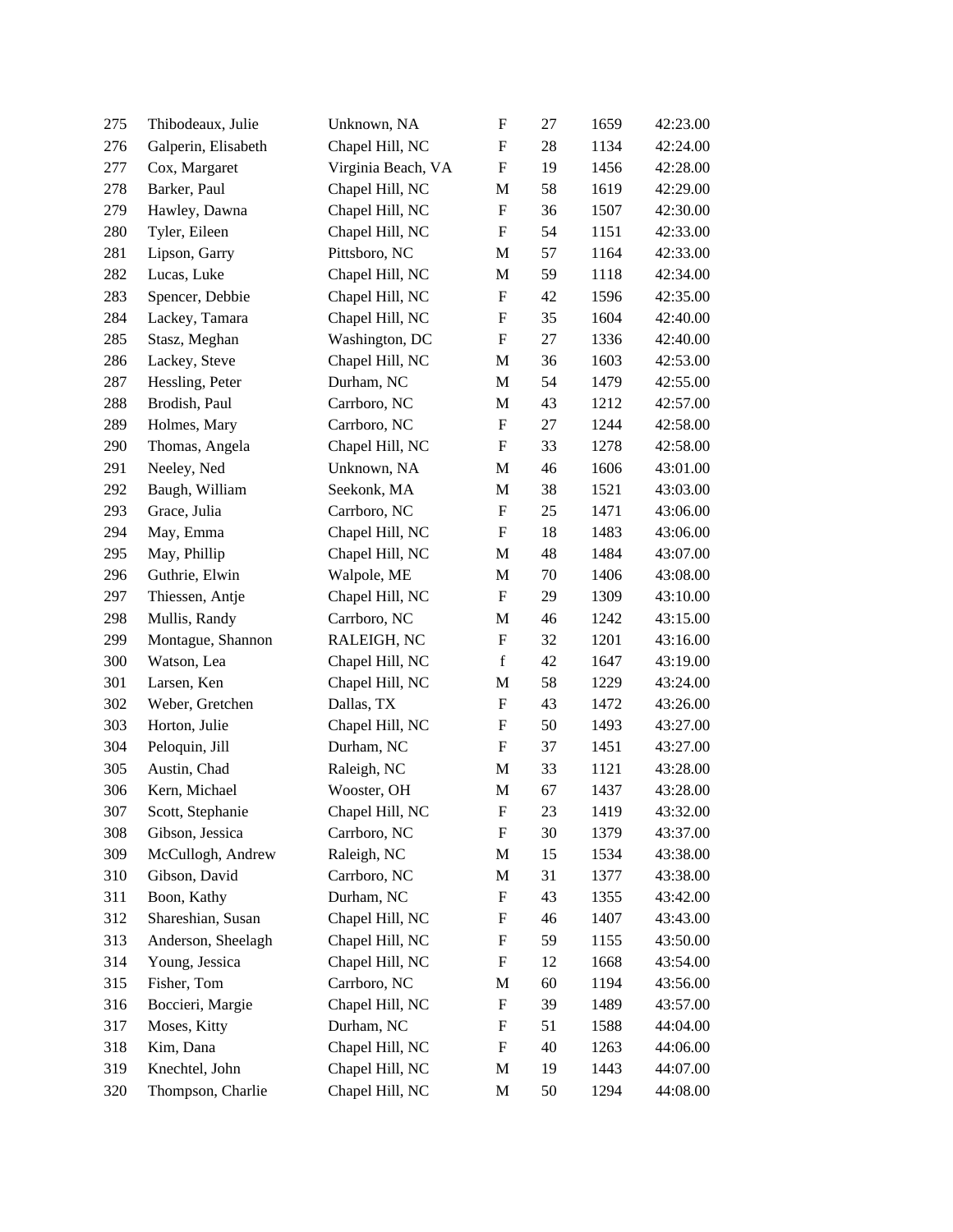| | | | | | | |
|---|---|---|---|---|---|---|
| 275 | Thibodeaux, Julie | Unknown, NA | F | 27 | 1659 | 42:23.00 |
| 276 | Galperin, Elisabeth | Chapel Hill, NC | F | 28 | 1134 | 42:24.00 |
| 277 | Cox, Margaret | Virginia Beach, VA | F | 19 | 1456 | 42:28.00 |
| 278 | Barker, Paul | Chapel Hill, NC | M | 58 | 1619 | 42:29.00 |
| 279 | Hawley, Dawna | Chapel Hill, NC | F | 36 | 1507 | 42:30.00 |
| 280 | Tyler, Eileen | Chapel Hill, NC | F | 54 | 1151 | 42:33.00 |
| 281 | Lipson, Garry | Pittsboro, NC | M | 57 | 1164 | 42:33.00 |
| 282 | Lucas, Luke | Chapel Hill, NC | M | 59 | 1118 | 42:34.00 |
| 283 | Spencer, Debbie | Chapel Hill, NC | F | 42 | 1596 | 42:35.00 |
| 284 | Lackey, Tamara | Chapel Hill, NC | F | 35 | 1604 | 42:40.00 |
| 285 | Stasz, Meghan | Washington, DC | F | 27 | 1336 | 42:40.00 |
| 286 | Lackey, Steve | Chapel Hill, NC | M | 36 | 1603 | 42:53.00 |
| 287 | Hessling, Peter | Durham, NC | M | 54 | 1479 | 42:55.00 |
| 288 | Brodish, Paul | Carrboro, NC | M | 43 | 1212 | 42:57.00 |
| 289 | Holmes, Mary | Carrboro, NC | F | 27 | 1244 | 42:58.00 |
| 290 | Thomas, Angela | Chapel Hill, NC | F | 33 | 1278 | 42:58.00 |
| 291 | Neeley, Ned | Unknown, NA | M | 46 | 1606 | 43:01.00 |
| 292 | Baugh, William | Seekonk, MA | M | 38 | 1521 | 43:03.00 |
| 293 | Grace, Julia | Carrboro, NC | F | 25 | 1471 | 43:06.00 |
| 294 | May, Emma | Chapel Hill, NC | F | 18 | 1483 | 43:06.00 |
| 295 | May, Phillip | Chapel Hill, NC | M | 48 | 1484 | 43:07.00 |
| 296 | Guthrie, Elwin | Walpole, ME | M | 70 | 1406 | 43:08.00 |
| 297 | Thiessen, Antje | Chapel Hill, NC | F | 29 | 1309 | 43:10.00 |
| 298 | Mullis, Randy | Carrboro, NC | M | 46 | 1242 | 43:15.00 |
| 299 | Montague, Shannon | RALEIGH, NC | F | 32 | 1201 | 43:16.00 |
| 300 | Watson, Lea | Chapel Hill, NC | f | 42 | 1647 | 43:19.00 |
| 301 | Larsen, Ken | Chapel Hill, NC | M | 58 | 1229 | 43:24.00 |
| 302 | Weber, Gretchen | Dallas, TX | F | 43 | 1472 | 43:26.00 |
| 303 | Horton, Julie | Chapel Hill, NC | F | 50 | 1493 | 43:27.00 |
| 304 | Peloquin, Jill | Durham, NC | F | 37 | 1451 | 43:27.00 |
| 305 | Austin, Chad | Raleigh, NC | M | 33 | 1121 | 43:28.00 |
| 306 | Kern, Michael | Wooster, OH | M | 67 | 1437 | 43:28.00 |
| 307 | Scott, Stephanie | Chapel Hill, NC | F | 23 | 1419 | 43:32.00 |
| 308 | Gibson, Jessica | Carrboro, NC | F | 30 | 1379 | 43:37.00 |
| 309 | McCullogh, Andrew | Raleigh, NC | M | 15 | 1534 | 43:38.00 |
| 310 | Gibson, David | Carrboro, NC | M | 31 | 1377 | 43:38.00 |
| 311 | Boon, Kathy | Durham, NC | F | 43 | 1355 | 43:42.00 |
| 312 | Shareshian, Susan | Chapel Hill, NC | F | 46 | 1407 | 43:43.00 |
| 313 | Anderson, Sheelagh | Chapel Hill, NC | F | 59 | 1155 | 43:50.00 |
| 314 | Young, Jessica | Chapel Hill, NC | F | 12 | 1668 | 43:54.00 |
| 315 | Fisher, Tom | Carrboro, NC | M | 60 | 1194 | 43:56.00 |
| 316 | Boccieri, Margie | Chapel Hill, NC | F | 39 | 1489 | 43:57.00 |
| 317 | Moses, Kitty | Durham, NC | F | 51 | 1588 | 44:04.00 |
| 318 | Kim, Dana | Chapel Hill, NC | F | 40 | 1263 | 44:06.00 |
| 319 | Knechtel, John | Chapel Hill, NC | M | 19 | 1443 | 44:07.00 |
| 320 | Thompson, Charlie | Chapel Hill, NC | M | 50 | 1294 | 44:08.00 |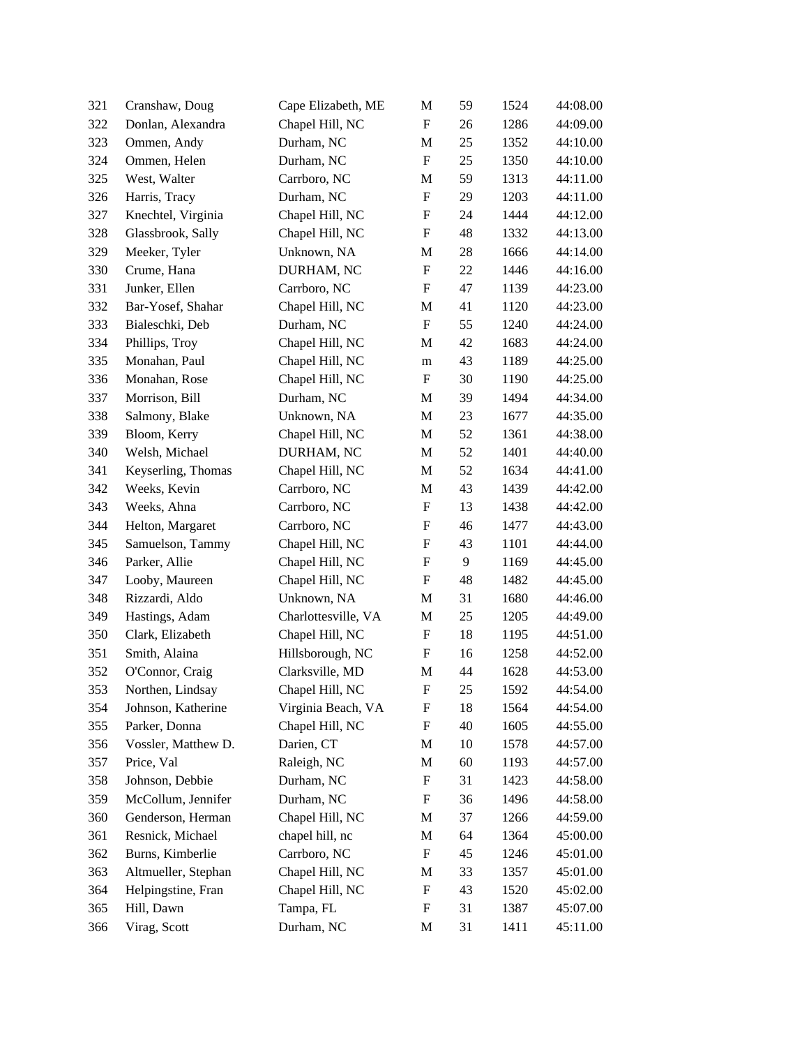| | | | | | | |
|---|---|---|---|---|---|---|
| 321 | Cranshaw, Doug | Cape Elizabeth, ME | M | 59 | 1524 | 44:08.00 |
| 322 | Donlan, Alexandra | Chapel Hill, NC | F | 26 | 1286 | 44:09.00 |
| 323 | Ommen, Andy | Durham, NC | M | 25 | 1352 | 44:10.00 |
| 324 | Ommen, Helen | Durham, NC | F | 25 | 1350 | 44:10.00 |
| 325 | West, Walter | Carrboro, NC | M | 59 | 1313 | 44:11.00 |
| 326 | Harris, Tracy | Durham, NC | F | 29 | 1203 | 44:11.00 |
| 327 | Knechtel, Virginia | Chapel Hill, NC | F | 24 | 1444 | 44:12.00 |
| 328 | Glassbrook, Sally | Chapel Hill, NC | F | 48 | 1332 | 44:13.00 |
| 329 | Meeker, Tyler | Unknown, NA | M | 28 | 1666 | 44:14.00 |
| 330 | Crume, Hana | DURHAM, NC | F | 22 | 1446 | 44:16.00 |
| 331 | Junker, Ellen | Carrboro, NC | F | 47 | 1139 | 44:23.00 |
| 332 | Bar-Yosef, Shahar | Chapel Hill, NC | M | 41 | 1120 | 44:23.00 |
| 333 | Bialeschki, Deb | Durham, NC | F | 55 | 1240 | 44:24.00 |
| 334 | Phillips, Troy | Chapel Hill, NC | M | 42 | 1683 | 44:24.00 |
| 335 | Monahan, Paul | Chapel Hill, NC | m | 43 | 1189 | 44:25.00 |
| 336 | Monahan, Rose | Chapel Hill, NC | F | 30 | 1190 | 44:25.00 |
| 337 | Morrison, Bill | Durham, NC | M | 39 | 1494 | 44:34.00 |
| 338 | Salmony, Blake | Unknown, NA | M | 23 | 1677 | 44:35.00 |
| 339 | Bloom, Kerry | Chapel Hill, NC | M | 52 | 1361 | 44:38.00 |
| 340 | Welsh, Michael | DURHAM, NC | M | 52 | 1401 | 44:40.00 |
| 341 | Keyserling, Thomas | Chapel Hill, NC | M | 52 | 1634 | 44:41.00 |
| 342 | Weeks, Kevin | Carrboro, NC | M | 43 | 1439 | 44:42.00 |
| 343 | Weeks, Ahna | Carrboro, NC | F | 13 | 1438 | 44:42.00 |
| 344 | Helton, Margaret | Carrboro, NC | F | 46 | 1477 | 44:43.00 |
| 345 | Samuelson, Tammy | Chapel Hill, NC | F | 43 | 1101 | 44:44.00 |
| 346 | Parker, Allie | Chapel Hill, NC | F | 9 | 1169 | 44:45.00 |
| 347 | Looby, Maureen | Chapel Hill, NC | F | 48 | 1482 | 44:45.00 |
| 348 | Rizzardi, Aldo | Unknown, NA | M | 31 | 1680 | 44:46.00 |
| 349 | Hastings, Adam | Charlottesville, VA | M | 25 | 1205 | 44:49.00 |
| 350 | Clark, Elizabeth | Chapel Hill, NC | F | 18 | 1195 | 44:51.00 |
| 351 | Smith, Alaina | Hillsborough, NC | F | 16 | 1258 | 44:52.00 |
| 352 | O'Connor, Craig | Clarksville, MD | M | 44 | 1628 | 44:53.00 |
| 353 | Northen, Lindsay | Chapel Hill, NC | F | 25 | 1592 | 44:54.00 |
| 354 | Johnson, Katherine | Virginia Beach, VA | F | 18 | 1564 | 44:54.00 |
| 355 | Parker, Donna | Chapel Hill, NC | F | 40 | 1605 | 44:55.00 |
| 356 | Vossler, Matthew D. | Darien, CT | M | 10 | 1578 | 44:57.00 |
| 357 | Price, Val | Raleigh, NC | M | 60 | 1193 | 44:57.00 |
| 358 | Johnson, Debbie | Durham, NC | F | 31 | 1423 | 44:58.00 |
| 359 | McCollum, Jennifer | Durham, NC | F | 36 | 1496 | 44:58.00 |
| 360 | Genderson, Herman | Chapel Hill, NC | M | 37 | 1266 | 44:59.00 |
| 361 | Resnick, Michael | chapel hill, nc | M | 64 | 1364 | 45:00.00 |
| 362 | Burns, Kimberlie | Carrboro, NC | F | 45 | 1246 | 45:01.00 |
| 363 | Altmueller, Stephan | Chapel Hill, NC | M | 33 | 1357 | 45:01.00 |
| 364 | Helpingstine, Fran | Chapel Hill, NC | F | 43 | 1520 | 45:02.00 |
| 365 | Hill, Dawn | Tampa, FL | F | 31 | 1387 | 45:07.00 |
| 366 | Virag, Scott | Durham, NC | M | 31 | 1411 | 45:11.00 |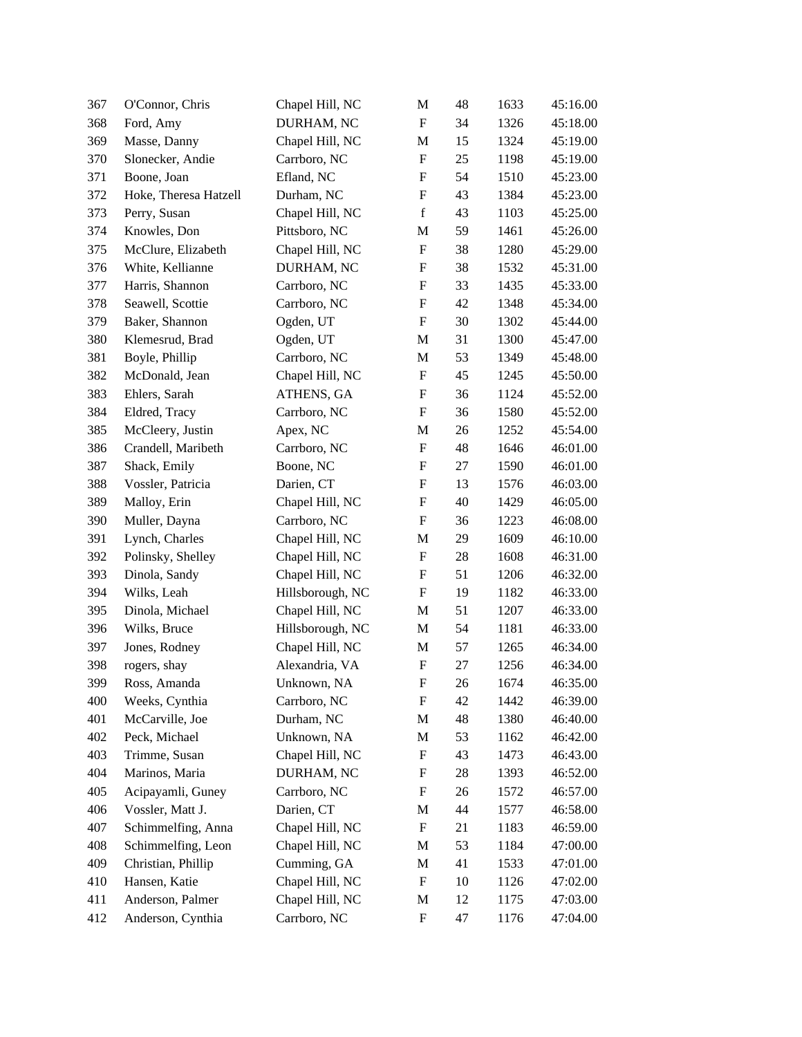| | | | | | | |
|---|---|---|---|---|---|---|
| 367 | O'Connor, Chris | Chapel Hill, NC | M | 48 | 1633 | 45:16.00 |
| 368 | Ford, Amy | DURHAM, NC | F | 34 | 1326 | 45:18.00 |
| 369 | Masse, Danny | Chapel Hill, NC | M | 15 | 1324 | 45:19.00 |
| 370 | Slonecker, Andie | Carrboro, NC | F | 25 | 1198 | 45:19.00 |
| 371 | Boone, Joan | Efland, NC | F | 54 | 1510 | 45:23.00 |
| 372 | Hoke, Theresa Hatzell | Durham, NC | F | 43 | 1384 | 45:23.00 |
| 373 | Perry, Susan | Chapel Hill, NC | f | 43 | 1103 | 45:25.00 |
| 374 | Knowles, Don | Pittsboro, NC | M | 59 | 1461 | 45:26.00 |
| 375 | McClure, Elizabeth | Chapel Hill, NC | F | 38 | 1280 | 45:29.00 |
| 376 | White, Kellianne | DURHAM, NC | F | 38 | 1532 | 45:31.00 |
| 377 | Harris, Shannon | Carrboro, NC | F | 33 | 1435 | 45:33.00 |
| 378 | Seawell, Scottie | Carrboro, NC | F | 42 | 1348 | 45:34.00 |
| 379 | Baker, Shannon | Ogden, UT | F | 30 | 1302 | 45:44.00 |
| 380 | Klemesrud, Brad | Ogden, UT | M | 31 | 1300 | 45:47.00 |
| 381 | Boyle, Phillip | Carrboro, NC | M | 53 | 1349 | 45:48.00 |
| 382 | McDonald, Jean | Chapel Hill, NC | F | 45 | 1245 | 45:50.00 |
| 383 | Ehlers, Sarah | ATHENS, GA | F | 36 | 1124 | 45:52.00 |
| 384 | Eldred, Tracy | Carrboro, NC | F | 36 | 1580 | 45:52.00 |
| 385 | McCleery, Justin | Apex, NC | M | 26 | 1252 | 45:54.00 |
| 386 | Crandell, Maribeth | Carrboro, NC | F | 48 | 1646 | 46:01.00 |
| 387 | Shack, Emily | Boone, NC | F | 27 | 1590 | 46:01.00 |
| 388 | Vossler, Patricia | Darien, CT | F | 13 | 1576 | 46:03.00 |
| 389 | Malloy, Erin | Chapel Hill, NC | F | 40 | 1429 | 46:05.00 |
| 390 | Muller, Dayna | Carrboro, NC | F | 36 | 1223 | 46:08.00 |
| 391 | Lynch, Charles | Chapel Hill, NC | M | 29 | 1609 | 46:10.00 |
| 392 | Polinsky, Shelley | Chapel Hill, NC | F | 28 | 1608 | 46:31.00 |
| 393 | Dinola, Sandy | Chapel Hill, NC | F | 51 | 1206 | 46:32.00 |
| 394 | Wilks, Leah | Hillsborough, NC | F | 19 | 1182 | 46:33.00 |
| 395 | Dinola, Michael | Chapel Hill, NC | M | 51 | 1207 | 46:33.00 |
| 396 | Wilks, Bruce | Hillsborough, NC | M | 54 | 1181 | 46:33.00 |
| 397 | Jones, Rodney | Chapel Hill, NC | M | 57 | 1265 | 46:34.00 |
| 398 | rogers, shay | Alexandria, VA | F | 27 | 1256 | 46:34.00 |
| 399 | Ross, Amanda | Unknown, NA | F | 26 | 1674 | 46:35.00 |
| 400 | Weeks, Cynthia | Carrboro, NC | F | 42 | 1442 | 46:39.00 |
| 401 | McCarville, Joe | Durham, NC | M | 48 | 1380 | 46:40.00 |
| 402 | Peck, Michael | Unknown, NA | M | 53 | 1162 | 46:42.00 |
| 403 | Trimme, Susan | Chapel Hill, NC | F | 43 | 1473 | 46:43.00 |
| 404 | Marinos, Maria | DURHAM, NC | F | 28 | 1393 | 46:52.00 |
| 405 | Acipayamli, Guney | Carrboro, NC | F | 26 | 1572 | 46:57.00 |
| 406 | Vossler, Matt J. | Darien, CT | M | 44 | 1577 | 46:58.00 |
| 407 | Schimmelfing, Anna | Chapel Hill, NC | F | 21 | 1183 | 46:59.00 |
| 408 | Schimmelfing, Leon | Chapel Hill, NC | M | 53 | 1184 | 47:00.00 |
| 409 | Christian, Phillip | Cumming, GA | M | 41 | 1533 | 47:01.00 |
| 410 | Hansen, Katie | Chapel Hill, NC | F | 10 | 1126 | 47:02.00 |
| 411 | Anderson, Palmer | Chapel Hill, NC | M | 12 | 1175 | 47:03.00 |
| 412 | Anderson, Cynthia | Carrboro, NC | F | 47 | 1176 | 47:04.00 |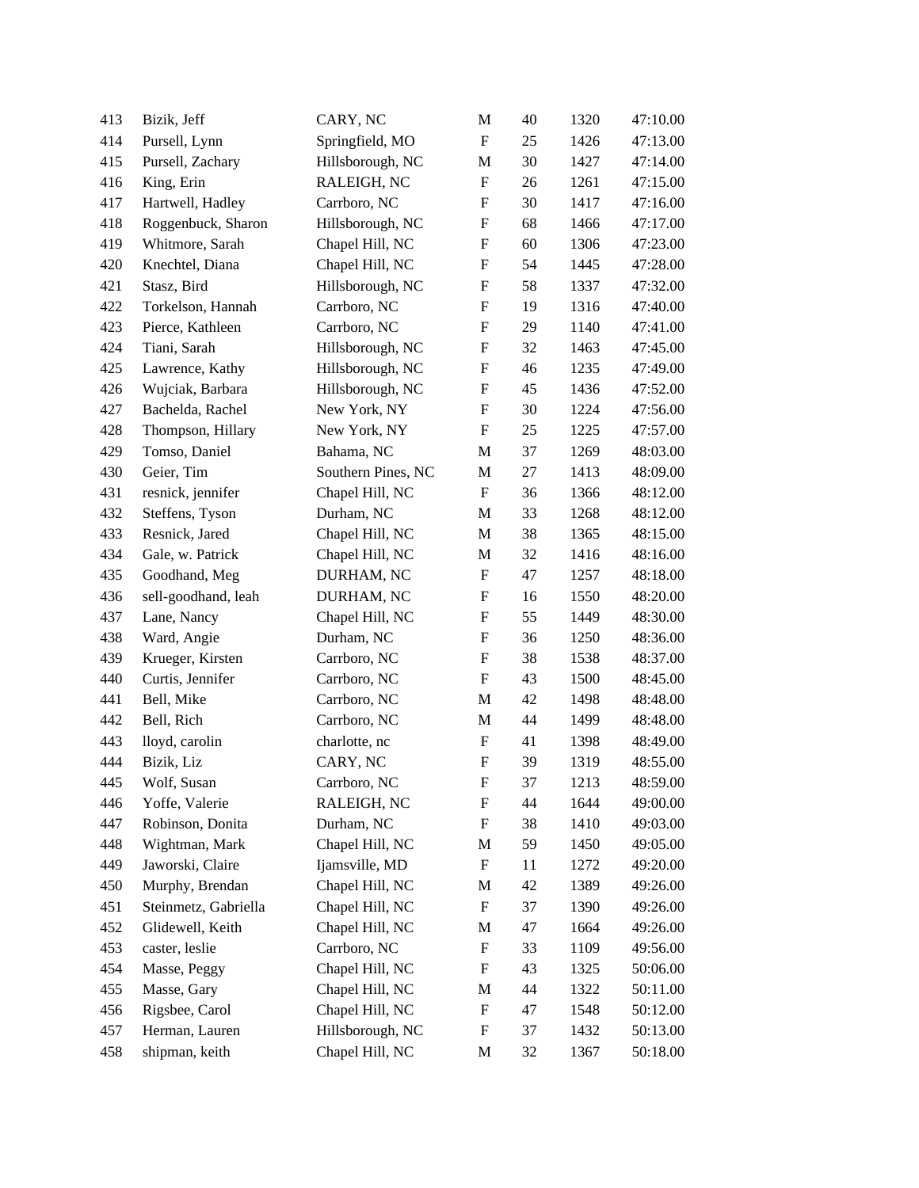| | | | | | | |
|---|---|---|---|---|---|---|
| 413 | Bizik, Jeff | CARY, NC | M | 40 | 1320 | 47:10.00 |
| 414 | Pursell, Lynn | Springfield, MO | F | 25 | 1426 | 47:13.00 |
| 415 | Pursell, Zachary | Hillsborough, NC | M | 30 | 1427 | 47:14.00 |
| 416 | King, Erin | RALEIGH, NC | F | 26 | 1261 | 47:15.00 |
| 417 | Hartwell, Hadley | Carrboro, NC | F | 30 | 1417 | 47:16.00 |
| 418 | Roggenbuck, Sharon | Hillsborough, NC | F | 68 | 1466 | 47:17.00 |
| 419 | Whitmore, Sarah | Chapel Hill, NC | F | 60 | 1306 | 47:23.00 |
| 420 | Knechtel, Diana | Chapel Hill, NC | F | 54 | 1445 | 47:28.00 |
| 421 | Stasz, Bird | Hillsborough, NC | F | 58 | 1337 | 47:32.00 |
| 422 | Torkelson, Hannah | Carrboro, NC | F | 19 | 1316 | 47:40.00 |
| 423 | Pierce, Kathleen | Carrboro, NC | F | 29 | 1140 | 47:41.00 |
| 424 | Tiani, Sarah | Hillsborough, NC | F | 32 | 1463 | 47:45.00 |
| 425 | Lawrence, Kathy | Hillsborough, NC | F | 46 | 1235 | 47:49.00 |
| 426 | Wujciak, Barbara | Hillsborough, NC | F | 45 | 1436 | 47:52.00 |
| 427 | Bachelda, Rachel | New York, NY | F | 30 | 1224 | 47:56.00 |
| 428 | Thompson, Hillary | New York, NY | F | 25 | 1225 | 47:57.00 |
| 429 | Tomso, Daniel | Bahama, NC | M | 37 | 1269 | 48:03.00 |
| 430 | Geier, Tim | Southern Pines, NC | M | 27 | 1413 | 48:09.00 |
| 431 | resnick, jennifer | Chapel Hill, NC | F | 36 | 1366 | 48:12.00 |
| 432 | Steffens, Tyson | Durham, NC | M | 33 | 1268 | 48:12.00 |
| 433 | Resnick, Jared | Chapel Hill, NC | M | 38 | 1365 | 48:15.00 |
| 434 | Gale, w. Patrick | Chapel Hill, NC | M | 32 | 1416 | 48:16.00 |
| 435 | Goodhand, Meg | DURHAM, NC | F | 47 | 1257 | 48:18.00 |
| 436 | sell-goodhand, leah | DURHAM, NC | F | 16 | 1550 | 48:20.00 |
| 437 | Lane, Nancy | Chapel Hill, NC | F | 55 | 1449 | 48:30.00 |
| 438 | Ward, Angie | Durham, NC | F | 36 | 1250 | 48:36.00 |
| 439 | Krueger, Kirsten | Carrboro, NC | F | 38 | 1538 | 48:37.00 |
| 440 | Curtis, Jennifer | Carrboro, NC | F | 43 | 1500 | 48:45.00 |
| 441 | Bell, Mike | Carrboro, NC | M | 42 | 1498 | 48:48.00 |
| 442 | Bell, Rich | Carrboro, NC | M | 44 | 1499 | 48:48.00 |
| 443 | lloyd, carolin | charlotte, nc | F | 41 | 1398 | 48:49.00 |
| 444 | Bizik, Liz | CARY, NC | F | 39 | 1319 | 48:55.00 |
| 445 | Wolf, Susan | Carrboro, NC | F | 37 | 1213 | 48:59.00 |
| 446 | Yoffe, Valerie | RALEIGH, NC | F | 44 | 1644 | 49:00.00 |
| 447 | Robinson, Donita | Durham, NC | F | 38 | 1410 | 49:03.00 |
| 448 | Wightman, Mark | Chapel Hill, NC | M | 59 | 1450 | 49:05.00 |
| 449 | Jaworski, Claire | Ijamsville, MD | F | 11 | 1272 | 49:20.00 |
| 450 | Murphy, Brendan | Chapel Hill, NC | M | 42 | 1389 | 49:26.00 |
| 451 | Steinmetz, Gabriella | Chapel Hill, NC | F | 37 | 1390 | 49:26.00 |
| 452 | Glidewell, Keith | Chapel Hill, NC | M | 47 | 1664 | 49:26.00 |
| 453 | caster, leslie | Carrboro, NC | F | 33 | 1109 | 49:56.00 |
| 454 | Masse, Peggy | Chapel Hill, NC | F | 43 | 1325 | 50:06.00 |
| 455 | Masse, Gary | Chapel Hill, NC | M | 44 | 1322 | 50:11.00 |
| 456 | Rigsbee, Carol | Chapel Hill, NC | F | 47 | 1548 | 50:12.00 |
| 457 | Herman, Lauren | Hillsborough, NC | F | 37 | 1432 | 50:13.00 |
| 458 | shipman, keith | Chapel Hill, NC | M | 32 | 1367 | 50:18.00 |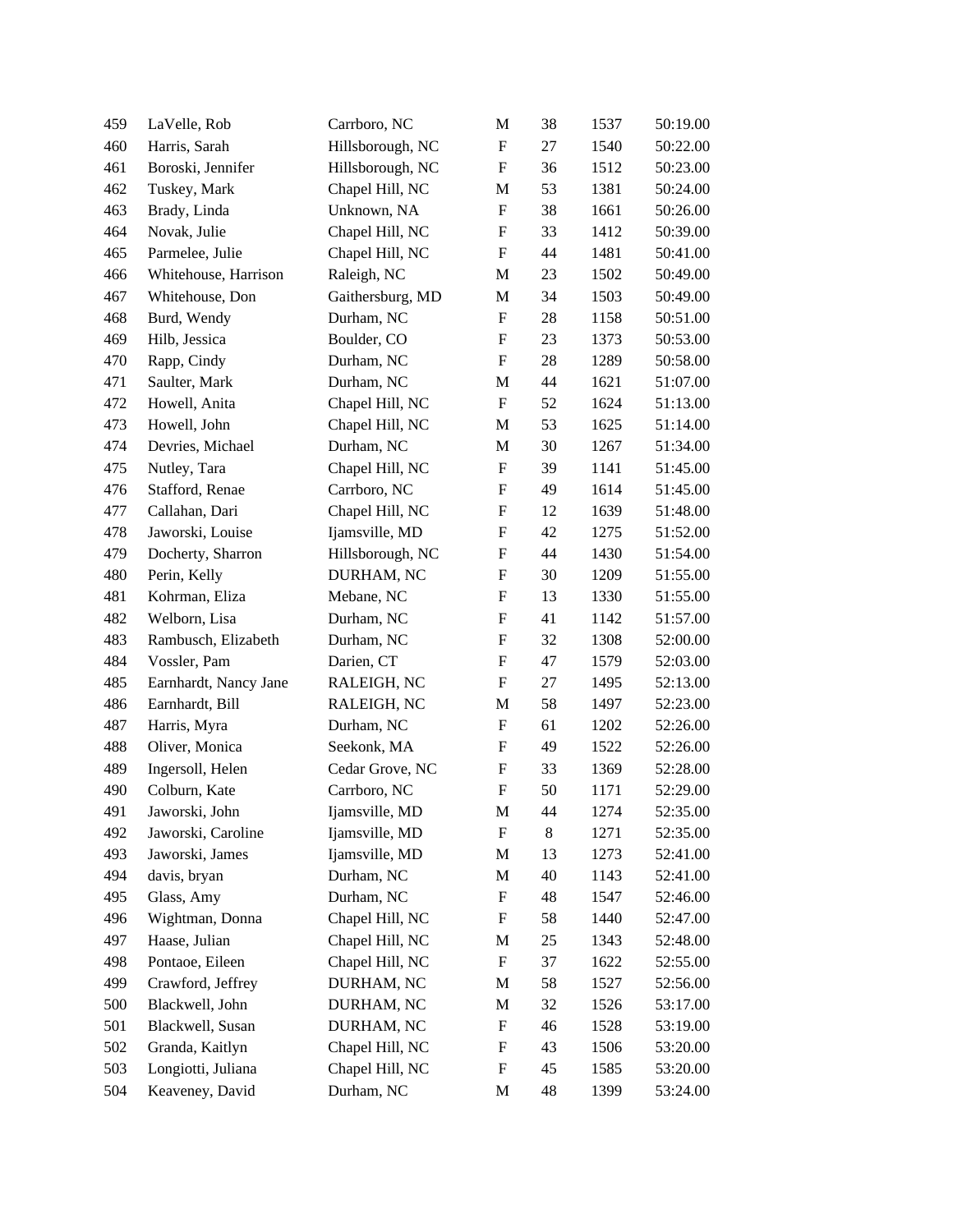| 459 | LaVelle, Rob | Carrboro, NC | M | 38 | 1537 | 50:19.00 |
|---|---|---|---|---|---|---|
| 460 | Harris, Sarah | Hillsborough, NC | F | 27 | 1540 | 50:22.00 |
| 461 | Boroski, Jennifer | Hillsborough, NC | F | 36 | 1512 | 50:23.00 |
| 462 | Tuskey, Mark | Chapel Hill, NC | M | 53 | 1381 | 50:24.00 |
| 463 | Brady, Linda | Unknown, NA | F | 38 | 1661 | 50:26.00 |
| 464 | Novak, Julie | Chapel Hill, NC | F | 33 | 1412 | 50:39.00 |
| 465 | Parmelee, Julie | Chapel Hill, NC | F | 44 | 1481 | 50:41.00 |
| 466 | Whitehouse, Harrison | Raleigh, NC | M | 23 | 1502 | 50:49.00 |
| 467 | Whitehouse, Don | Gaithersburg, MD | M | 34 | 1503 | 50:49.00 |
| 468 | Burd, Wendy | Durham, NC | F | 28 | 1158 | 50:51.00 |
| 469 | Hilb, Jessica | Boulder, CO | F | 23 | 1373 | 50:53.00 |
| 470 | Rapp, Cindy | Durham, NC | F | 28 | 1289 | 50:58.00 |
| 471 | Saulter, Mark | Durham, NC | M | 44 | 1621 | 51:07.00 |
| 472 | Howell, Anita | Chapel Hill, NC | F | 52 | 1624 | 51:13.00 |
| 473 | Howell, John | Chapel Hill, NC | M | 53 | 1625 | 51:14.00 |
| 474 | Devries, Michael | Durham, NC | M | 30 | 1267 | 51:34.00 |
| 475 | Nutley, Tara | Chapel Hill, NC | F | 39 | 1141 | 51:45.00 |
| 476 | Stafford, Renae | Carrboro, NC | F | 49 | 1614 | 51:45.00 |
| 477 | Callahan, Dari | Chapel Hill, NC | F | 12 | 1639 | 51:48.00 |
| 478 | Jaworski, Louise | Ijamsville, MD | F | 42 | 1275 | 51:52.00 |
| 479 | Docherty, Sharron | Hillsborough, NC | F | 44 | 1430 | 51:54.00 |
| 480 | Perin, Kelly | DURHAM, NC | F | 30 | 1209 | 51:55.00 |
| 481 | Kohrman, Eliza | Mebane, NC | F | 13 | 1330 | 51:55.00 |
| 482 | Welborn, Lisa | Durham, NC | F | 41 | 1142 | 51:57.00 |
| 483 | Rambusch, Elizabeth | Durham, NC | F | 32 | 1308 | 52:00.00 |
| 484 | Vossler, Pam | Darien, CT | F | 47 | 1579 | 52:03.00 |
| 485 | Earnhardt, Nancy Jane | RALEIGH, NC | F | 27 | 1495 | 52:13.00 |
| 486 | Earnhardt, Bill | RALEIGH, NC | M | 58 | 1497 | 52:23.00 |
| 487 | Harris, Myra | Durham, NC | F | 61 | 1202 | 52:26.00 |
| 488 | Oliver, Monica | Seekonk, MA | F | 49 | 1522 | 52:26.00 |
| 489 | Ingersoll, Helen | Cedar Grove, NC | F | 33 | 1369 | 52:28.00 |
| 490 | Colburn, Kate | Carrboro, NC | F | 50 | 1171 | 52:29.00 |
| 491 | Jaworski, John | Ijamsville, MD | M | 44 | 1274 | 52:35.00 |
| 492 | Jaworski, Caroline | Ijamsville, MD | F | 8 | 1271 | 52:35.00 |
| 493 | Jaworski, James | Ijamsville, MD | M | 13 | 1273 | 52:41.00 |
| 494 | davis, bryan | Durham, NC | M | 40 | 1143 | 52:41.00 |
| 495 | Glass, Amy | Durham, NC | F | 48 | 1547 | 52:46.00 |
| 496 | Wightman, Donna | Chapel Hill, NC | F | 58 | 1440 | 52:47.00 |
| 497 | Haase, Julian | Chapel Hill, NC | M | 25 | 1343 | 52:48.00 |
| 498 | Pontaoe, Eileen | Chapel Hill, NC | F | 37 | 1622 | 52:55.00 |
| 499 | Crawford, Jeffrey | DURHAM, NC | M | 58 | 1527 | 52:56.00 |
| 500 | Blackwell, John | DURHAM, NC | M | 32 | 1526 | 53:17.00 |
| 501 | Blackwell, Susan | DURHAM, NC | F | 46 | 1528 | 53:19.00 |
| 502 | Granda, Kaitlyn | Chapel Hill, NC | F | 43 | 1506 | 53:20.00 |
| 503 | Longiotti, Juliana | Chapel Hill, NC | F | 45 | 1585 | 53:20.00 |
| 504 | Keaveney, David | Durham, NC | M | 48 | 1399 | 53:24.00 |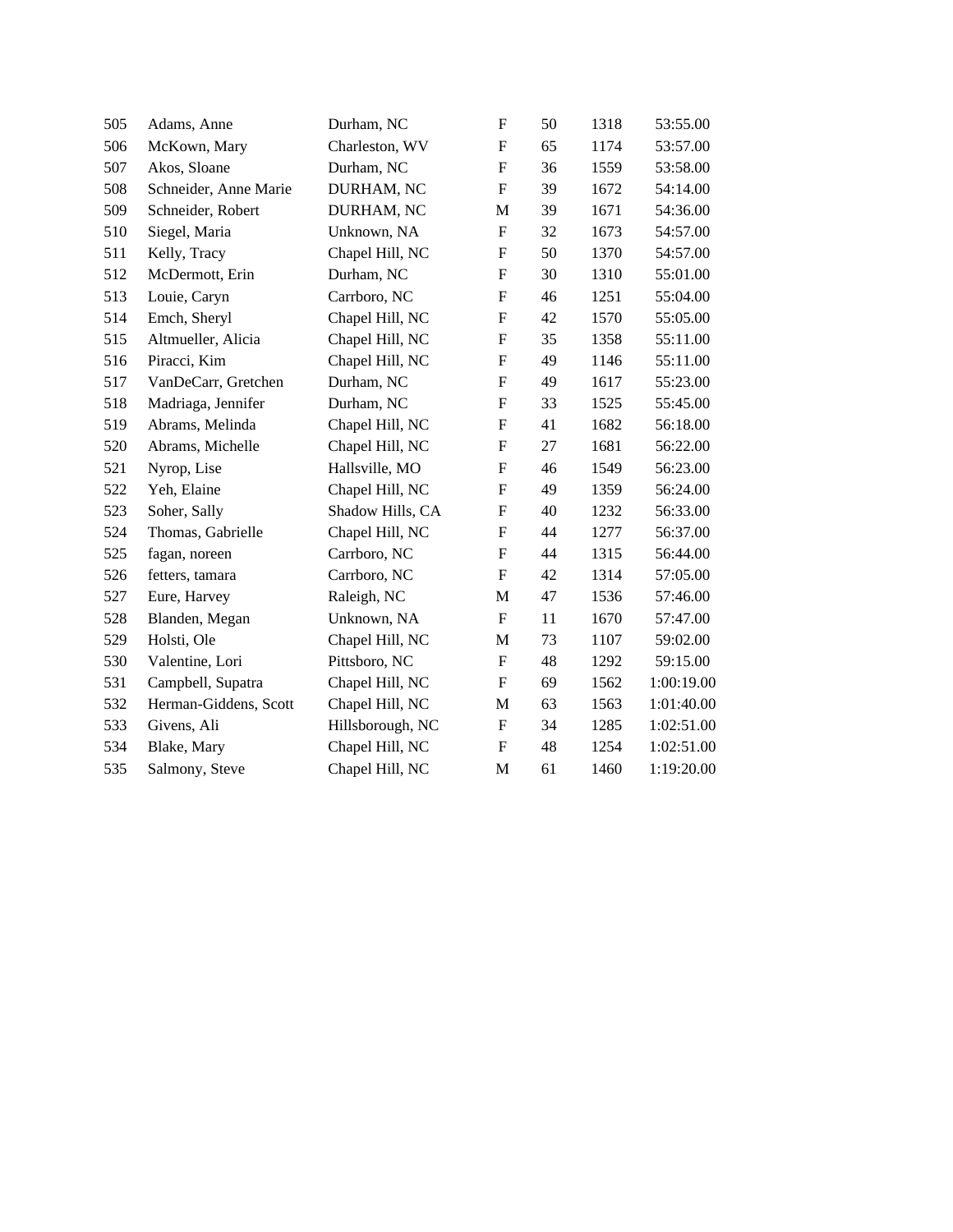| | | | | | | |
|---|---|---|---|---|---|---|
| 505 | Adams, Anne | Durham, NC | F | 50 | 1318 | 53:55.00 |
| 506 | McKown, Mary | Charleston, WV | F | 65 | 1174 | 53:57.00 |
| 507 | Akos, Sloane | Durham, NC | F | 36 | 1559 | 53:58.00 |
| 508 | Schneider, Anne Marie | DURHAM, NC | F | 39 | 1672 | 54:14.00 |
| 509 | Schneider, Robert | DURHAM, NC | M | 39 | 1671 | 54:36.00 |
| 510 | Siegel, Maria | Unknown, NA | F | 32 | 1673 | 54:57.00 |
| 511 | Kelly, Tracy | Chapel Hill, NC | F | 50 | 1370 | 54:57.00 |
| 512 | McDermott, Erin | Durham, NC | F | 30 | 1310 | 55:01.00 |
| 513 | Louie, Caryn | Carrboro, NC | F | 46 | 1251 | 55:04.00 |
| 514 | Emch, Sheryl | Chapel Hill, NC | F | 42 | 1570 | 55:05.00 |
| 515 | Altmueller, Alicia | Chapel Hill, NC | F | 35 | 1358 | 55:11.00 |
| 516 | Piracci, Kim | Chapel Hill, NC | F | 49 | 1146 | 55:11.00 |
| 517 | VanDeCarr, Gretchen | Durham, NC | F | 49 | 1617 | 55:23.00 |
| 518 | Madriaga, Jennifer | Durham, NC | F | 33 | 1525 | 55:45.00 |
| 519 | Abrams, Melinda | Chapel Hill, NC | F | 41 | 1682 | 56:18.00 |
| 520 | Abrams, Michelle | Chapel Hill, NC | F | 27 | 1681 | 56:22.00 |
| 521 | Nyrop, Lise | Hallsville, MO | F | 46 | 1549 | 56:23.00 |
| 522 | Yeh, Elaine | Chapel Hill, NC | F | 49 | 1359 | 56:24.00 |
| 523 | Soher, Sally | Shadow Hills, CA | F | 40 | 1232 | 56:33.00 |
| 524 | Thomas, Gabrielle | Chapel Hill, NC | F | 44 | 1277 | 56:37.00 |
| 525 | fagan, noreen | Carrboro, NC | F | 44 | 1315 | 56:44.00 |
| 526 | fetters, tamara | Carrboro, NC | F | 42 | 1314 | 57:05.00 |
| 527 | Eure, Harvey | Raleigh, NC | M | 47 | 1536 | 57:46.00 |
| 528 | Blanden, Megan | Unknown, NA | F | 11 | 1670 | 57:47.00 |
| 529 | Holsti, Ole | Chapel Hill, NC | M | 73 | 1107 | 59:02.00 |
| 530 | Valentine, Lori | Pittsboro, NC | F | 48 | 1292 | 59:15.00 |
| 531 | Campbell, Supatra | Chapel Hill, NC | F | 69 | 1562 | 1:00:19.00 |
| 532 | Herman-Giddens, Scott | Chapel Hill, NC | M | 63 | 1563 | 1:01:40.00 |
| 533 | Givens, Ali | Hillsborough, NC | F | 34 | 1285 | 1:02:51.00 |
| 534 | Blake, Mary | Chapel Hill, NC | F | 48 | 1254 | 1:02:51.00 |
| 535 | Salmony, Steve | Chapel Hill, NC | M | 61 | 1460 | 1:19:20.00 |